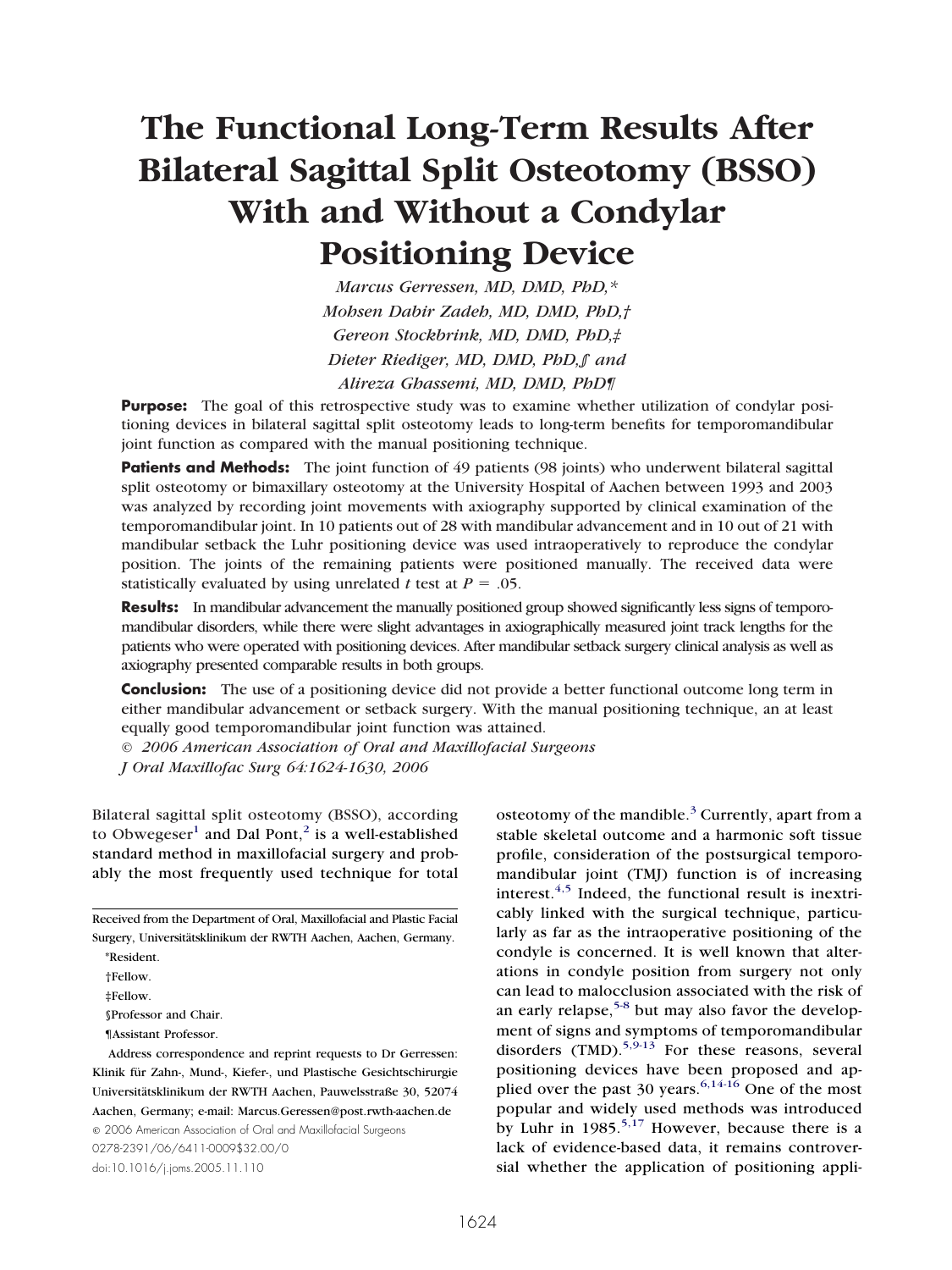# The Functional Long-Term Results After Bilateral Sagittal Split Osteotomy (BSSO) With and Without a Condylar Positioning Device

*Marcus Gerressen, MD, DMD, PhD,\**
*Mohsen Dabir Zadeh, MD, DMD, PhD,†*
*Gereon Stockbrink, MD, DMD, PhD,‡*
*Dieter Riediger, MD, DMD, PhD,§ and*
*Alireza Ghassemi, MD, DMD, PhD¶*

**Purpose:** The goal of this retrospective study was to examine whether utilization of condylar positioning devices in bilateral sagittal split osteotomy leads to long-term benefits for temporomandibular joint function as compared with the manual positioning technique.

**Patients and Methods:** The joint function of 49 patients (98 joints) who underwent bilateral sagittal split osteotomy or bimaxillary osteotomy at the University Hospital of Aachen between 1993 and 2003 was analyzed by recording joint movements with axiography supported by clinical examination of the temporomandibular joint. In 10 patients out of 28 with mandibular advancement and in 10 out of 21 with mandibular setback the Luhr positioning device was used intraoperatively to reproduce the condylar position. The joints of the remaining patients were positioned manually. The received data were statistically evaluated by using unrelated $t$ test at $P = .05$.

**Results:** In mandibular advancement the manually positioned group showed significantly less signs of temporomandibular disorders, while there were slight advantages in axiographically measured joint track lengths for the patients who were operated with positioning devices. After mandibular setback surgery clinical analysis as well as axiography presented comparable results in both groups.

**Conclusion:** The use of a positioning device did not provide a better functional outcome long term in either mandibular advancement or setback surgery. With the manual positioning technique, an at least equally good temporomandibular joint function was attained.

*© 2006 American Association of Oral and Maxillofacial Surgeons*
*J Oral Maxillofac Surg 64:1624-1630, 2006*

Bilateral sagittal split osteotomy (BSSO), according to Obwegeser[1] and Dal Pont,[2] is a well-established standard method in maxillofacial surgery and probably the most frequently used technique for total osteotomy of the mandible.[3] Currently, apart from a stable skeletal outcome and a harmonic soft tissue profile, consideration of the postsurgical temporomandibular joint (TMJ) function is of increasing interest.[4,5] Indeed, the functional result is inextricably linked with the surgical technique, particularly as far as the intraoperative positioning of the condyle is concerned. It is well known that alterations in condyle position from surgery not only can lead to malocclusion associated with the risk of an early relapse,[5-8] but may also favor the development of signs and symptoms of temporomandibular disorders (TMD).[5,9-13] For these reasons, several positioning devices have been proposed and applied over the past 30 years.[6,14-16] One of the most popular and widely used methods was introduced by Luhr in 1985.[5,17] However, because there is a lack of evidence-based data, it remains controversial whether the application of positioning appli-

Received from the Department of Oral, Maxillofacial and Plastic Facial Surgery, Universitätsklinikum der RWTH Aachen, Aachen, Germany.

\*Resident.

†Fellow.

‡Fellow.

§Professor and Chair.

¶Assistant Professor.

Address correspondence and reprint requests to Dr Gerressen: Klinik für Zahn-, Mund-, Kiefer-, und Plastische Gesichtschirurgie Universitätsklinikum der RWTH Aachen, Pauwelsstraße 30, 52074 Aachen, Germany; e-mail: Marcus.Geressen@post.rwth-aachen.de

© 2006 American Association of Oral and Maxillofacial Surgeons

0278-2391/06/6411-0009$32.00/0

doi:10.1016/j.joms.2005.11.110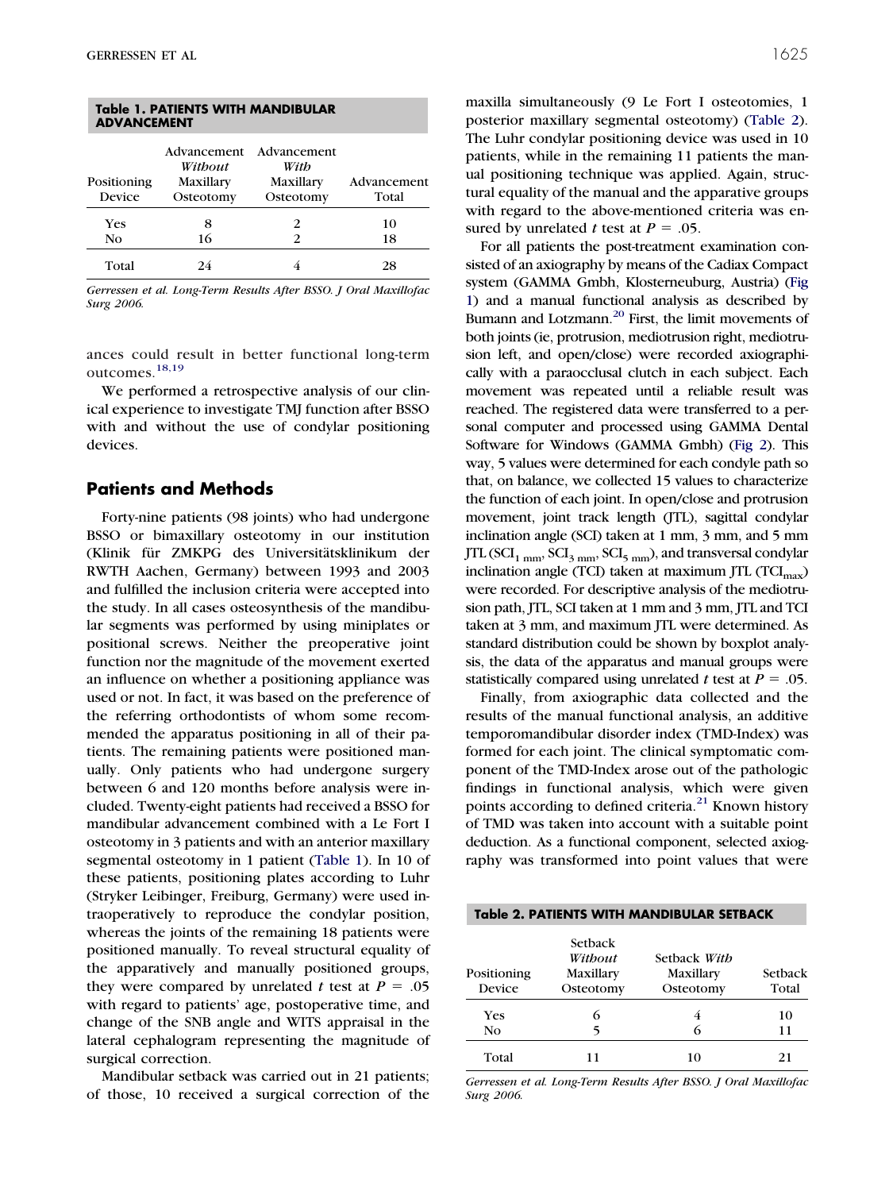**Table 1. PATIENTS WITH MANDIBULAR ADVANCEMENT**

| Positioning Device | Advancement *Without* Maxillary Osteotomy | Advancement *With* Maxillary Osteotomy | Advancement Total |
|---|---|---|---|
| Yes | 8 | 2 | 10 |
| No | 16 | 2 | 18 |
| Total | 24 | 4 | 28 |

*Gerressen et al. Long-Term Results After BSSO. J Oral Maxillofac Surg 2006.*

ances could result in better functional long-term outcomes.[18,19]

We performed a retrospective analysis of our clinical experience to investigate TMJ function after BSSO with and without the use of condylar positioning devices.

## Patients and Methods

Forty-nine patients (98 joints) who had undergone BSSO or bimaxillary osteotomy in our institution (Klinik für ZMKPG des Universitätsklinikum der RWTH Aachen, Germany) between 1993 and 2003 and fulfilled the inclusion criteria were accepted into the study. In all cases osteosynthesis of the mandibular segments was performed by using miniplates or positional screws. Neither the preoperative joint function nor the magnitude of the movement exerted an influence on whether a positioning appliance was used or not. In fact, it was based on the preference of the referring orthodontists of whom some recommended the apparatus positioning in all of their patients. The remaining patients were positioned manually. Only patients who had undergone surgery between 6 and 120 months before analysis were included. Twenty-eight patients had received a BSSO for mandibular advancement combined with a Le Fort I osteotomy in 3 patients and with an anterior maxillary segmental osteotomy in 1 patient (Table 1). In 10 of these patients, positioning plates according to Luhr (Stryker Leibinger, Freiburg, Germany) were used intraoperatively to reproduce the condylar position, whereas the joints of the remaining 18 patients were positioned manually. To reveal structural equality of the apparatively and manually positioned groups, they were compared by unrelated *t* test at $P = .05$ with regard to patients' age, postoperative time, and change of the SNB angle and WITS appraisal in the lateral cephalogram representing the magnitude of surgical correction.

Mandibular setback was carried out in 21 patients; of those, 10 received a surgical correction of the maxilla simultaneously (9 Le Fort I osteotomies, 1 posterior maxillary segmental osteotomy) (Table 2). The Luhr condylar positioning device was used in 10 patients, while in the remaining 11 patients the manual positioning technique was applied. Again, structural equality of the manual and the apparative groups with regard to the above-mentioned criteria was ensured by unrelated *t* test at $P = .05$.

For all patients the post-treatment examination consisted of an axiography by means of the Cadiax Compact system (GAMMA Gmbh, Klosterneuburg, Austria) (Fig 1) and a manual functional analysis as described by Bumann and Lotzmann.[20] First, the limit movements of both joints (ie, protrusion, mediotrusion right, mediotrusion left, and open/close) were recorded axiographically with a paraocclusal clutch in each subject. Each movement was repeated until a reliable result was reached. The registered data were transferred to a personal computer and processed using GAMMA Dental Software for Windows (GAMMA Gmbh) (Fig 2). This way, 5 values were determined for each condyle path so that, on balance, we collected 15 values to characterize the function of each joint. In open/close and protrusion movement, joint track length (JTL), sagittal condylar inclination angle (SCI) taken at 1 mm, 3 mm, and 5 mm JTL ($SCI_{1\ mm}$, $SCI_{3\ mm}$, $SCI_{5\ mm}$), and transversal condylar inclination angle (TCI) taken at maximum JTL ($TCI_{max}$) were recorded. For descriptive analysis of the mediotrusion path, JTL, SCI taken at 1 mm and 3 mm, JTL and TCI taken at 3 mm, and maximum JTL were determined. As standard distribution could be shown by boxplot analysis, the data of the apparatus and manual groups were statistically compared using unrelated *t* test at $P = .05$.

Finally, from axiographic data collected and the results of the manual functional analysis, an additive temporomandibular disorder index (TMD-Index) was formed for each joint. The clinical symptomatic component of the TMD-Index arose out of the pathologic findings in functional analysis, which were given points according to defined criteria.[21] Known history of TMD was taken into account with a suitable point deduction. As a functional component, selected axiography was transformed into point values that were

**Table 2. PATIENTS WITH MANDIBULAR SETBACK**

| Positioning Device | Setback *Without* Maxillary Osteotomy | Setback *With* Maxillary Osteotomy | Setback Total |
|---|---|---|---|
| Yes | 6 | 4 | 10 |
| No | 5 | 6 | 11 |
| Total | 11 | 10 | 21 |

*Gerressen et al. Long-Term Results After BSSO. J Oral Maxillofac Surg 2006.*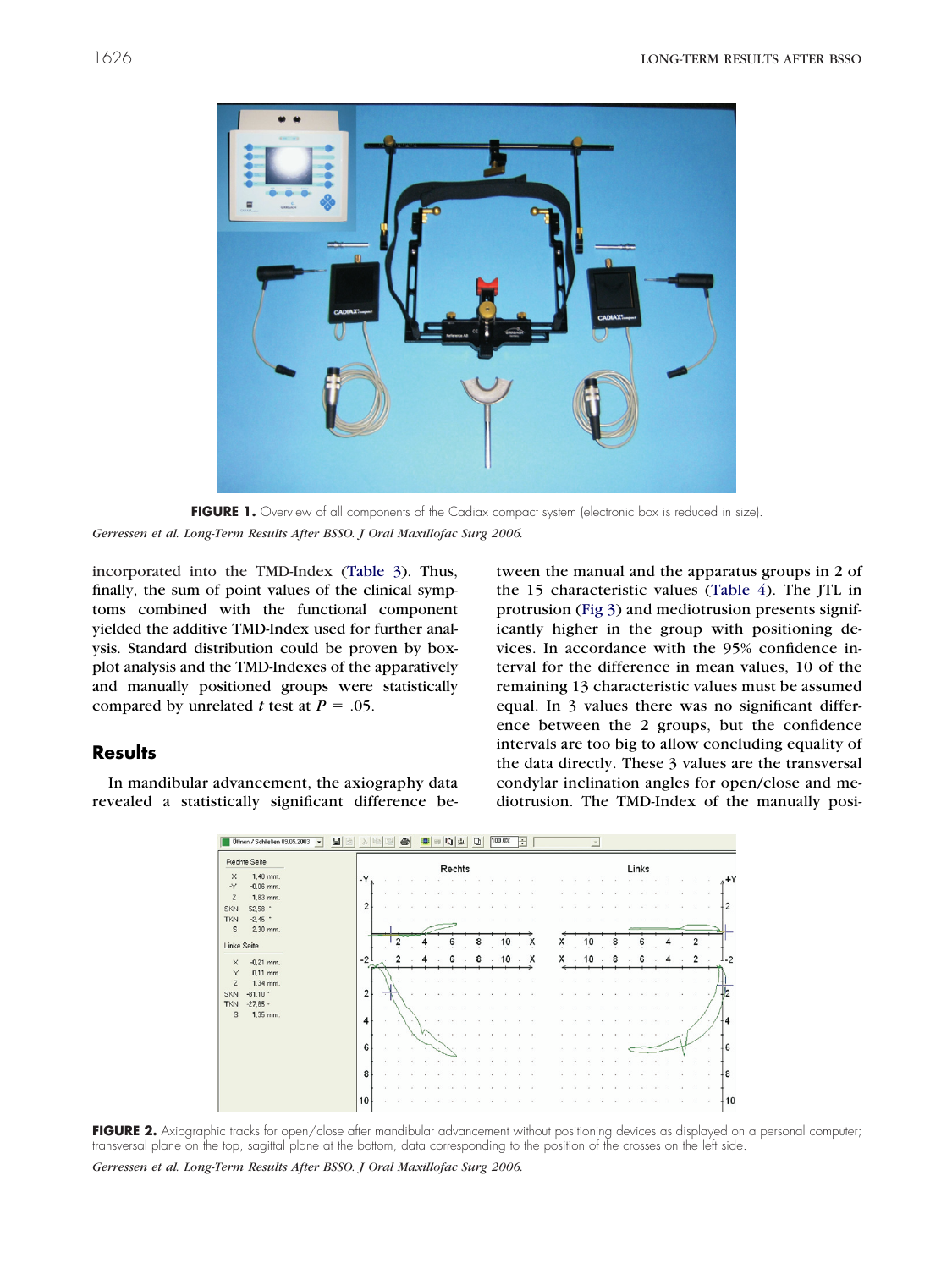**FIGURE 1.** Overview of all components of the Cadiax compact system (electronic box is reduced in size).

*Gerressen et al. Long-Term Results After BSSO. J Oral Maxillofac Surg 2006.*

incorporated into the TMD-Index (Table 3). Thus, finally, the sum of point values of the clinical symptoms combined with the functional component yielded the additive TMD-Index used for further analysis. Standard distribution could be proven by boxplot analysis and the TMD-Indexes of the apparatively and manually positioned groups were statistically compared by unrelated *t* test at $P = .05$.

## Results

In mandibular advancement, the axiography data revealed a statistically significant difference between the manual and the apparatus groups in 2 of the 15 characteristic values (Table 4). The JTL in protrusion (Fig 3) and mediotrusion presents significantly higher in the group with positioning devices. In accordance with the 95% confidence interval for the difference in mean values, 10 of the remaining 13 characteristic values must be assumed equal. In 3 values there was no significant difference between the 2 groups, but the confidence intervals are too big to allow concluding equality of the data directly. These 3 values are the transversal condylar inclination angles for open/close and mediotrusion. The TMD-Index of the manually posi-

**FIGURE 2.** Axiographic tracks for open/close after mandibular advancement without positioning devices as displayed on a personal computer; transversal plane on the top, sagittal plane at the bottom, data corresponding to the position of the crosses on the left side.

*Gerressen et al. Long-Term Results After BSSO. J Oral Maxillofac Surg 2006.*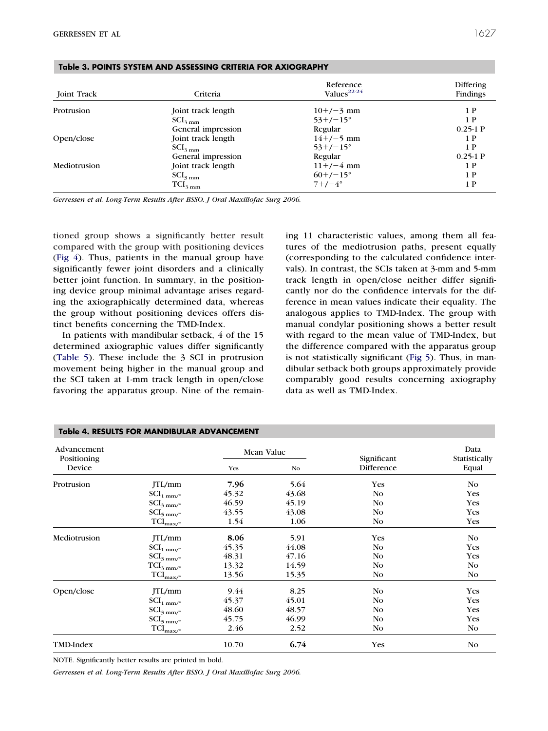**Table 3. POINTS SYSTEM AND ASSESSING CRITERIA FOR AXIOGRAPHY**

| Joint Track | Criteria | Reference Values[22-24] | Differing Findings |
|---|---|---|---|
| Protrusion | Joint track length | 10+/−3 mm | 1 P |
| | $SCI_{3\ mm}$ | 53+/−15° | 1 P |
| | General impression | Regular | 0.25-1 P |
| Open/close | Joint track length | 14+/−5 mm | 1 P |
| | $SCI_{3\ mm}$ | 53+/−15° | 1 P |
| | General impression | Regular | 0.25-1 P |
| Mediotrusion | Joint track length | 11+/−4 mm | 1 P |
| | $SCI_{3\ mm}$ | 60+/−15° | 1 P |
| | $TCI_{3\ mm}$ | 7+/−4° | 1 P |

*Gerressen et al. Long-Term Results After BSSO. J Oral Maxillofac Surg 2006.*

tioned group shows a significantly better result compared with the group with positioning devices (Fig 4). Thus, patients in the manual group have significantly fewer joint disorders and a clinically better joint function. In summary, in the positioning device group minimal advantage arises regarding the axiographically determined data, whereas the group without positioning devices offers distinct benefits concerning the TMD-Index.

In patients with mandibular setback, 4 of the 15 determined axiographic values differ significantly (Table 5). These include the 3 SCI in protrusion movement being higher in the manual group and the SCI taken at 1-mm track length in open/close favoring the apparatus group. Nine of the remaining 11 characteristic values, among them all features of the mediotrusion paths, present equally (corresponding to the calculated confidence intervals). In contrast, the SCIs taken at 3-mm and 5-mm track length in open/close neither differ significantly nor do the confidence intervals for the difference in mean values indicate their equality. The analogous applies to TMD-Index. The group with manual condylar positioning shows a better result with regard to the mean value of TMD-Index, but the difference compared with the apparatus group is not statistically significant (Fig 5). Thus, in mandibular setback both groups approximately provide comparably good results concerning axiography data as well as TMD-Index.

**Table 4. RESULTS FOR MANDIBULAR ADVANCEMENT**

| Advancement Positioning Device | | Mean Value | | Significant Difference | Data Statistically Equal |
|---|---|---|---|---|---|
| | | Yes | No | | |
| Protrusion | JTL/mm | **7.96** | 5.64 | Yes | No |
| | $SCI_{1\ mm/°}$ | 45.32 | 43.68 | No | Yes |
| | $SCI_{3\ mm/°}$ | 46.59 | 45.19 | No | Yes |
| | $SCI_{5\ mm/°}$ | 43.55 | 43.08 | No | Yes |
| | $TCI_{max/°}$ | 1.54 | 1.06 | No | Yes |
| Mediotrusion | JTL/mm | **8.06** | 5.91 | Yes | No |
| | $SCI_{1\ mm/°}$ | 45.35 | 44.08 | No | Yes |
| | $SCI_{3\ mm/°}$ | 48.31 | 47.16 | No | Yes |
| | $TCI_{3\ mm/°}$ | 13.32 | 14.59 | No | No |
| | $TCI_{max/°}$ | 13.56 | 15.35 | No | No |
| Open/close | JTL/mm | 9.44 | 8.25 | No | Yes |
| | $SCI_{1\ mm/°}$ | 45.37 | 45.01 | No | Yes |
| | $SCI_{3\ mm/°}$ | 48.60 | 48.57 | No | Yes |
| | $SCI_{5\ mm/°}$ | 45.75 | 46.99 | No | Yes |
| | $TCI_{max/°}$ | 2.46 | 2.52 | No | No |
| TMD-Index | | 10.70 | **6.74** | Yes | No |

NOTE. Significantly better results are printed in bold.

*Gerressen et al. Long-Term Results After BSSO. J Oral Maxillofac Surg 2006.*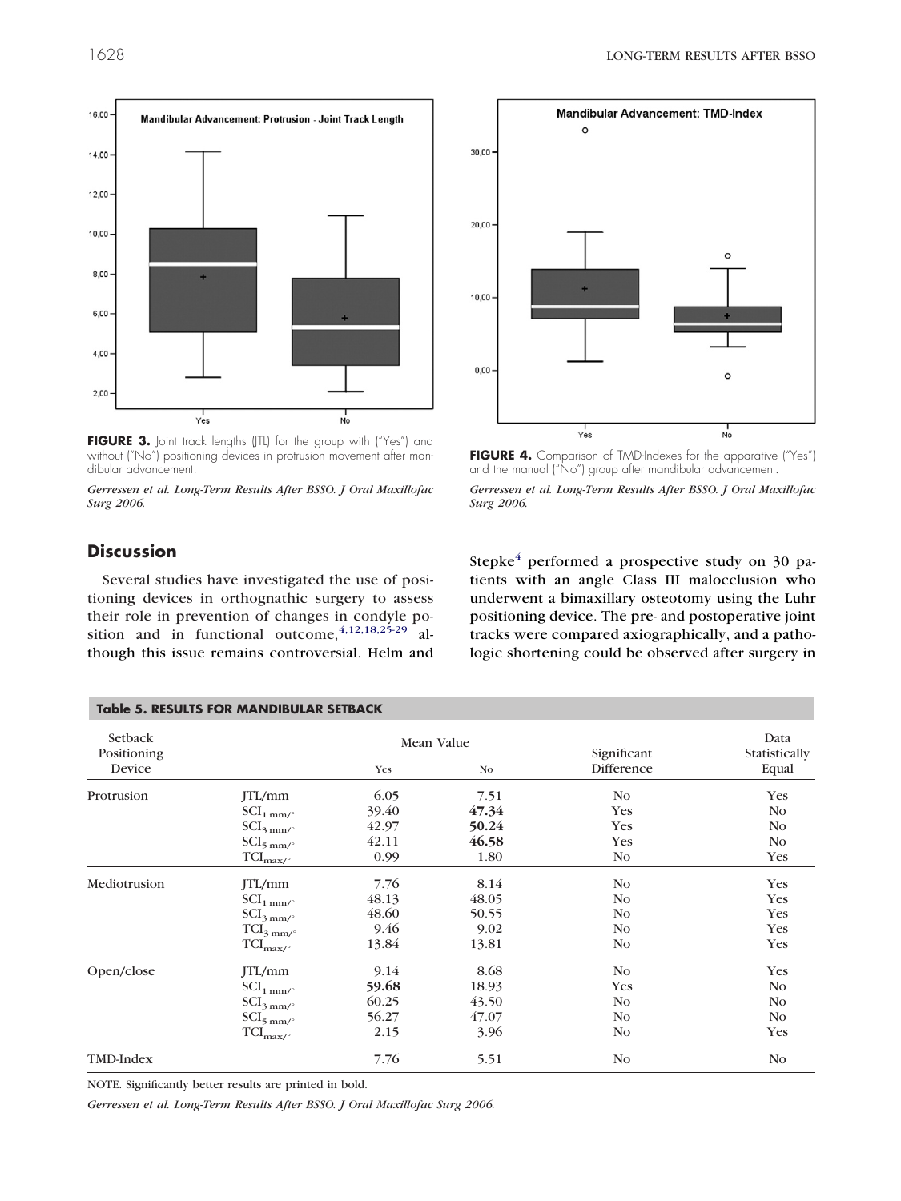FIGURE 3. Joint track lengths (JTL) for the group with ("Yes") and without ("No") positioning devices in protrusion movement after mandibular advancement.

*Gerressen et al. Long-Term Results After BSSO. J Oral Maxillofac Surg 2006.*

FIGURE 4. Comparison of TMD-Indexes for the apparative ("Yes") and the manual ("No") group after mandibular advancement.

*Gerressen et al. Long-Term Results After BSSO. J Oral Maxillofac Surg 2006.*

## Discussion

Several studies have investigated the use of positioning devices in orthognathic surgery to assess their role in prevention of changes in condyle position and in functional outcome,[4,12,18,25-29] although this issue remains controversial. Helm and Stepke[4] performed a prospective study on 30 patients with an angle Class III malocclusion who underwent a bimaxillary osteotomy using the Luhr positioning device. The pre- and postoperative joint tracks were compared axiographically, and a pathologic shortening could be observed after surgery in

**Table 5. RESULTS FOR MANDIBULAR SETBACK**

| Setback Positioning Device | | Mean Value | | Significant Difference | Data Statistically Equal |
|---|---|---|---|---|---|
| | | Yes | No | | |
| Protrusion | JTL/mm | 6.05 | 7.51 | No | Yes |
| | $SCI_{1\ mm/°}$ | 39.40 | **47.34** | Yes | No |
| | $SCI_{3\ mm/°}$ | 42.97 | **50.24** | Yes | No |
| | $SCI_{5\ mm/°}$ | 42.11 | **46.58** | Yes | No |
| | $TCI_{max/°}$ | 0.99 | 1.80 | No | Yes |
| Mediotrusion | JTL/mm | 7.76 | 8.14 | No | Yes |
| | $SCI_{1\ mm/°}$ | 48.13 | 48.05 | No | Yes |
| | $SCI_{3\ mm/°}$ | 48.60 | 50.55 | No | Yes |
| | $TCI_{3\ mm/°}$ | 9.46 | 9.02 | No | Yes |
| | $TCI_{max/°}$ | 13.84 | 13.81 | No | Yes |
| Open/close | JTL/mm | 9.14 | 8.68 | No | Yes |
| | $SCI_{1\ mm/°}$ | **59.68** | 18.93 | Yes | No |
| | $SCI_{3\ mm/°}$ | 60.25 | 43.50 | No | No |
| | $SCI_{5\ mm/°}$ | 56.27 | 47.07 | No | No |
| | $TCI_{max/°}$ | 2.15 | 3.96 | No | Yes |
| TMD-Index | | 7.76 | 5.51 | No | No |

NOTE. Significantly better results are printed in bold.

*Gerressen et al. Long-Term Results After BSSO. J Oral Maxillofac Surg 2006.*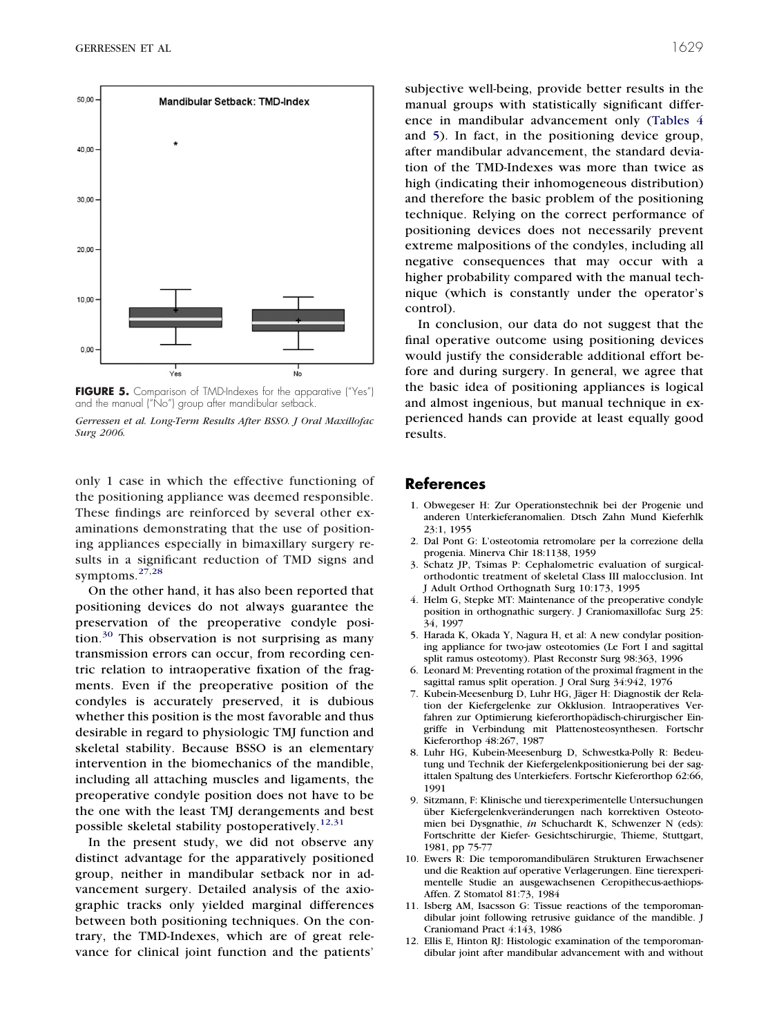**FIGURE 5.** Comparison of TMD-Indexes for the apparative ("Yes") and the manual ("No") group after mandibular setback.

*Gerressen et al. Long-Term Results After BSSO. J Oral Maxillofac Surg 2006.*

only 1 case in which the effective functioning of the positioning appliance was deemed responsible. These findings are reinforced by several other examinations demonstrating that the use of positioning appliances especially in bimaxillary surgery results in a significant reduction of TMD signs and symptoms.[27,28]

On the other hand, it has also been reported that positioning devices do not always guarantee the preservation of the preoperative condyle position.[30] This observation is not surprising as many transmission errors can occur, from recording centric relation to intraoperative fixation of the fragments. Even if the preoperative position of the condyles is accurately preserved, it is dubious whether this position is the most favorable and thus desirable in regard to physiologic TMJ function and skeletal stability. Because BSSO is an elementary intervention in the biomechanics of the mandible, including all attaching muscles and ligaments, the preoperative condyle position does not have to be the one with the least TMJ derangements and best possible skeletal stability postoperatively.[12,31]

In the present study, we did not observe any distinct advantage for the apparatively positioned group, neither in mandibular setback nor in advancement surgery. Detailed analysis of the axiographic tracks only yielded marginal differences between both positioning techniques. On the contrary, the TMD-Indexes, which are of great relevance for clinical joint function and the patients' subjective well-being, provide better results in the manual groups with statistically significant difference in mandibular advancement only (Tables 4 and 5). In fact, in the positioning device group, after mandibular advancement, the standard deviation of the TMD-Indexes was more than twice as high (indicating their inhomogeneous distribution) and therefore the basic problem of the positioning technique. Relying on the correct performance of positioning devices does not necessarily prevent extreme malpositions of the condyles, including all negative consequences that may occur with a higher probability compared with the manual technique (which is constantly under the operator's control).

In conclusion, our data do not suggest that the final operative outcome using positioning devices would justify the considerable additional effort before and during surgery. In general, we agree that the basic idea of positioning appliances is logical and almost ingenious, but manual technique in experienced hands can provide at least equally good results.

## References

1. Obwegeser H: Zur Operationstechnik bei der Progenie und anderen Unterkieferanomalien. Dtsch Zahn Mund Kieferhlk 23:1, 1955
2. Dal Pont G: L'osteotomia retromolare per la correzione della progenia. Minerva Chir 18:1138, 1959
3. Schatz JP, Tsimas P: Cephalometric evaluation of surgical-orthodontic treatment of skeletal Class III malocclusion. Int J Adult Orthod Orthognath Surg 10:173, 1995
4. Helm G, Stepke MT: Maintenance of the preoperative condyle position in orthognathic surgery. J Craniomaxillofac Surg 25: 34, 1997
5. Harada K, Okada Y, Nagura H, et al: A new condylar positioning appliance for two-jaw osteotomies (Le Fort I and sagittal split ramus osteotomy). Plast Reconstr Surg 98:363, 1996
6. Leonard M: Preventing rotation of the proximal fragment in the sagittal ramus split operation. J Oral Surg 34:942, 1976
7. Kubein-Meesenburg D, Luhr HG, Jäger H: Diagnostik der Relation der Kiefergelenke zur Okklusion. Intraoperatives Verfahren zur Optimierung kieferorthopädisch-chirurgischer Eingriffe in Verbindung mit Plattenosteosynthesen. Fortschr Kieferorthop 48:267, 1987
8. Luhr HG, Kubein-Meesenburg D, Schwestka-Polly R: Bedeutung und Technik der Kiefergelenkpositionierung bei der sagittalen Spaltung des Unterkiefers. Fortschr Kieferorthop 62:66, 1991
9. Sitzmann, F: Klinische und tierexperimentelle Untersuchungen über Kiefergelenkveränderungen nach korrektiven Osteotomien bei Dysgnathie, *in* Schuchardt K, Schwenzer N (eds): Fortschritte der Kiefer- Gesichtschirurgie, Thieme, Stuttgart, 1981, pp 75-77
10. Ewers R: Die temporomandibulären Strukturen Erwachsener und die Reaktion auf operative Verlagerungen. Eine tierexperimentelle Studie an ausgewachsenen Ceropithecus-aethiops-Affen. Z Stomatol 81:73, 1984
11. Isberg AM, Isacsson G: Tissue reactions of the temporomandibular joint following retrusive guidance of the mandible. J Craniomand Pract 4:143, 1986
12. Ellis E, Hinton RJ: Histologic examination of the temporomandibular joint after mandibular advancement with and without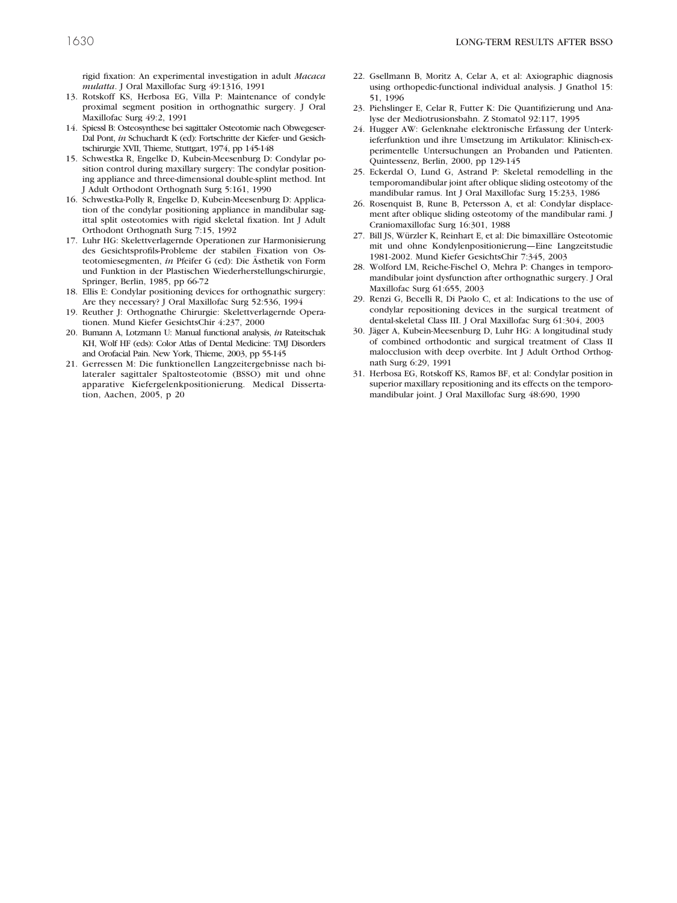rigid fixation: An experimental investigation in adult *Macaca mulatta*. J Oral Maxillofac Surg 49:1316, 1991

13. Rotskoff KS, Herbosa EG, Villa P: Maintenance of condyle proximal segment position in orthognathic surgery. J Oral Maxillofac Surg 49:2, 1991
14. Spiessl B: Osteosynthese bei sagittaler Osteotomie nach Obwegeser-Dal Pont, *in* Schuchardt K (ed): Fortschritte der Kiefer- und Gesichtschirurgie XVII, Thieme, Stuttgart, 1974, pp 145-148
15. Schwestka R, Engelke D, Kubein-Meesenburg D: Condylar position control during maxillary surgery: The condylar positioning appliance and three-dimensional double-splint method. Int J Adult Orthodont Orthognath Surg 5:161, 1990
16. Schwestka-Polly R, Engelke D, Kubein-Meesenburg D: Application of the condylar positioning appliance in mandibular sagittal split osteotomies with rigid skeletal fixation. Int J Adult Orthodont Orthognath Surg 7:15, 1992
17. Luhr HG: Skelettverlagernde Operationen zur Harmonisierung des Gesichtsprofils-Probleme der stabilen Fixation von Osteotomiesegmenten, *in* Pfeifer G (ed): Die Ästhetik von Form und Funktion in der Plastischen Wiederherstellungschirurgie, Springer, Berlin, 1985, pp 66-72
18. Ellis E: Condylar positioning devices for orthognathic surgery: Are they necessary? J Oral Maxillofac Surg 52:536, 1994
19. Reuther J: Orthognathe Chirurgie: Skelettverlagernde Operationen. Mund Kiefer GesichtsChir 4:237, 2000
20. Bumann A, Lotzmann U: Manual functional analysis, *in* Rateitschak KH, Wolf HF (eds): Color Atlas of Dental Medicine: TMJ Disorders and Orofacial Pain. New York, Thieme, 2003, pp 55-145
21. Gerressen M: Die funktionellen Langzeitergebnisse nach bilateraler sagittaler Spaltosteotomie (BSSO) mit und ohne apparative Kiefergelenkpositionierung. Medical Dissertation, Aachen, 2005, p 20
22. Gsellmann B, Moritz A, Celar A, et al: Axiographic diagnosis using orthopedic-functional individual analysis. J Gnathol 15: 51, 1996
23. Piehslinger E, Celar R, Futter K: Die Quantifizierung und Analyse der Mediotrusionsbahn. Z Stomatol 92:117, 1995
24. Hugger AW: Gelenknahe elektronische Erfassung der Unterkieferfunktion und ihre Umsetzung im Artikulator: Klinisch-experimentelle Untersuchungen an Probanden und Patienten. Quintessenz, Berlin, 2000, pp 129-145
25. Eckerdal O, Lund G, Astrand P: Skeletal remodelling in the temporomandibular joint after oblique sliding osteotomy of the mandibular ramus. Int J Oral Maxillofac Surg 15:233, 1986
26. Rosenquist B, Rune B, Petersson A, et al: Condylar displacement after oblique sliding osteotomy of the mandibular rami. J Craniomaxillofac Surg 16:301, 1988
27. Bill JS, Würzler K, Reinhart E, et al: Die bimaxilläre Osteotomie mit und ohne Kondylenpositionierung—Eine Langzeitstudie 1981-2002. Mund Kiefer GesichtsChir 7:345, 2003
28. Wolford LM, Reiche-Fischel O, Mehra P: Changes in temporomandibular joint dysfunction after orthognathic surgery. J Oral Maxillofac Surg 61:655, 2003
29. Renzi G, Becelli R, Di Paolo C, et al: Indications to the use of condylar repositioning devices in the surgical treatment of dental-skeletal Class III. J Oral Maxillofac Surg 61:304, 2003
30. Jäger A, Kubein-Meesenburg D, Luhr HG: A longitudinal study of combined orthodontic and surgical treatment of Class II malocclusion with deep overbite. Int J Adult Orthod Orthognath Surg 6:29, 1991
31. Herbosa EG, Rotskoff KS, Ramos BF, et al: Condylar position in superior maxillary repositioning and its effects on the temporomandibular joint. J Oral Maxillofac Surg 48:690, 1990